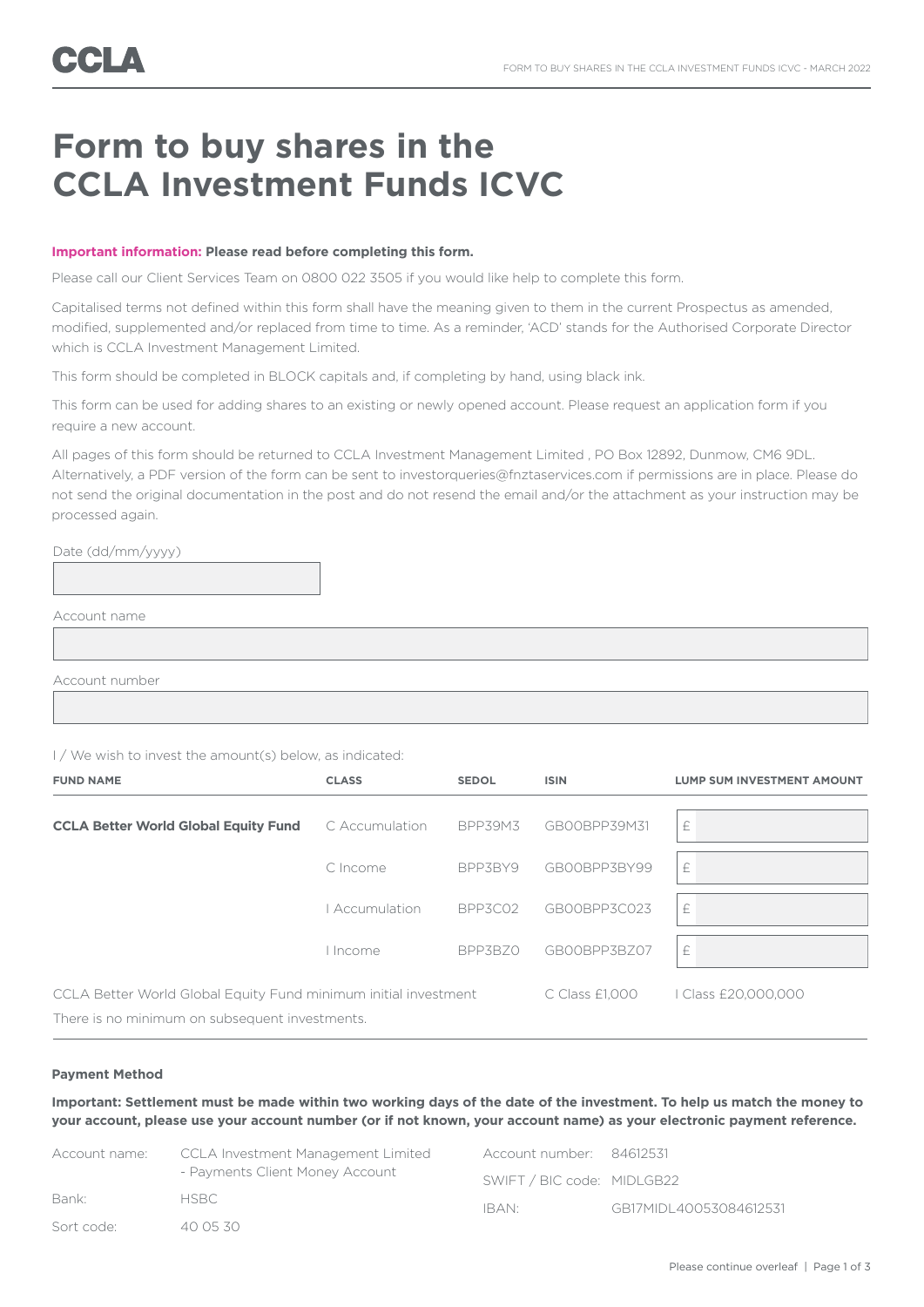CCLA

# Form to buy shares in the CCLA Investment Funds ICVC

**Important information: Please read before completing this form.**

Please call our Client Services Team on 0800 022 3505 if you would like help to complete this form.

Capitalised terms not defined within this form shall have the meaning given to them in the current Prospectus as amended, modified, supplemented and/or replaced from time to time. As a reminder, 'ACD' stands for the Authorised Corporate Director which is CCLA Investment Management Limited.

This form should be completed in BLOCK capitals and, if completing by hand, using black ink.

This form can be used for adding shares to an existing or newly opened account. Please request an application form if you require a new account.

All pages of this form should be returned to CCLA Investment Management Limited , PO Box 12892, Dunmow, CM6 9DL. Alternatively, a PDF version of the form can be sent to investorqueries@fnztaservices.com if permissions are in place. Please do not send the original documentation in the post and do not resend the email and/or the attachment as your instruction may be processed again.

Date (dd/mm/yyyy)

Account name

Account number

I / We wish to invest the amount(s) below, as indicated:

| FUND NAME | CLASS | SEDOL | ISIN | LUMP SUM INVESTMENT AMOUNT |
|---|---|---|---|---|
| **CCLA Better World Global Equity Fund** | C Accumulation | BPP39M3 | GB00BPP39M31 | £ |
| | C Income | BPP3BY9 | GB00BPP3BY99 | £ |
| | I Accumulation | BPP3C02 | GB00BPP3C023 | £ |
| | I Income | BPP3BZ0 | GB00BPP3BZ07 | £ |

CCLA Better World Global Equity Fund minimum initial investment — C Class £1,000 — I Class £20,000,000

There is no minimum on subsequent investments.

**Payment Method**

**Important: Settlement must be made within two working days of the date of the investment. To help us match the money to your account, please use your account number (or if not known, your account name) as your electronic payment reference.**

| | |
|---|---|
| Account name: | CCLA Investment Management Limited - Payments Client Money Account |
| Bank: | HSBC |
| Sort code: | 40 05 30 |
| Account number: | 84612531 |
| SWIFT / BIC code: | MIDLGB22 |
| IBAN: | GB17MIDL40053084612531 |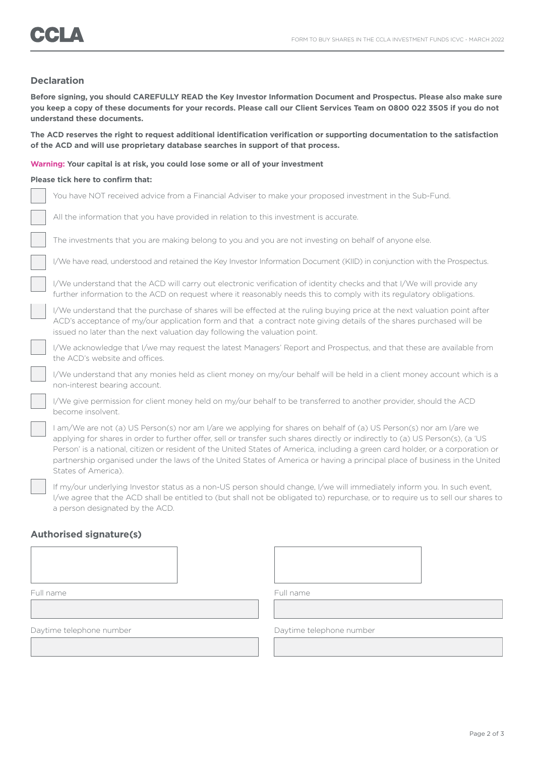## Declaration

**Before signing, you should CAREFULLY READ the Key Investor Information Document and Prospectus. Please also make sure you keep a copy of these documents for your records. Please call our Client Services Team on 0800 022 3505 if you do not understand these documents.**

**The ACD reserves the right to request additional identification verification or supporting documentation to the satisfaction of the ACD and will use proprietary database searches in support of that process.**

**Warning: Your capital is at risk, you could lose some or all of your investment**

**Please tick here to confirm that:**

- [ ] You have NOT received advice from a Financial Adviser to make your proposed investment in the Sub-Fund.
- [ ] All the information that you have provided in relation to this investment is accurate.
- [ ] The investments that you are making belong to you and you are not investing on behalf of anyone else.
- [ ] I/We have read, understood and retained the Key Investor Information Document (KIID) in conjunction with the Prospectus.
- [ ] I/We understand that the ACD will carry out electronic verification of identity checks and that I/We will provide any further information to the ACD on request where it reasonably needs this to comply with its regulatory obligations.
- [ ] I/We understand that the purchase of shares will be effected at the ruling buying price at the next valuation point after ACD's acceptance of my/our application form and that a contract note giving details of the shares purchased will be issued no later than the next valuation day following the valuation point.
- [ ] I/We acknowledge that I/we may request the latest Managers' Report and Prospectus, and that these are available from the ACD's website and offices.
- [ ] I/We understand that any monies held as client money on my/our behalf will be held in a client money account which is a non-interest bearing account.
- [ ] I/We give permission for client money held on my/our behalf to be transferred to another provider, should the ACD become insolvent.
- [ ] I am/We are not (a) US Person(s) nor am I/are we applying for shares on behalf of (a) US Person(s) nor am I/are we applying for shares in order to further offer, sell or transfer such shares directly or indirectly to (a) US Person(s), (a 'US Person' is a national, citizen or resident of the United States of America, including a green card holder, or a corporation or partnership organised under the laws of the United States of America or having a principal place of business in the United States of America).
- [ ] If my/our underlying Investor status as a non-US person should change, I/we will immediately inform you. In such event, I/we agree that the ACD shall be entitled to (but shall not be obligated to) repurchase, or to require us to sell our shares to a person designated by the ACD.

## Authorised signature(s)

| Signature 1 | Signature 2 |
| --- | --- |
| | |
| Full name | Full name |
| | |
| Daytime telephone number | Daytime telephone number |
| | |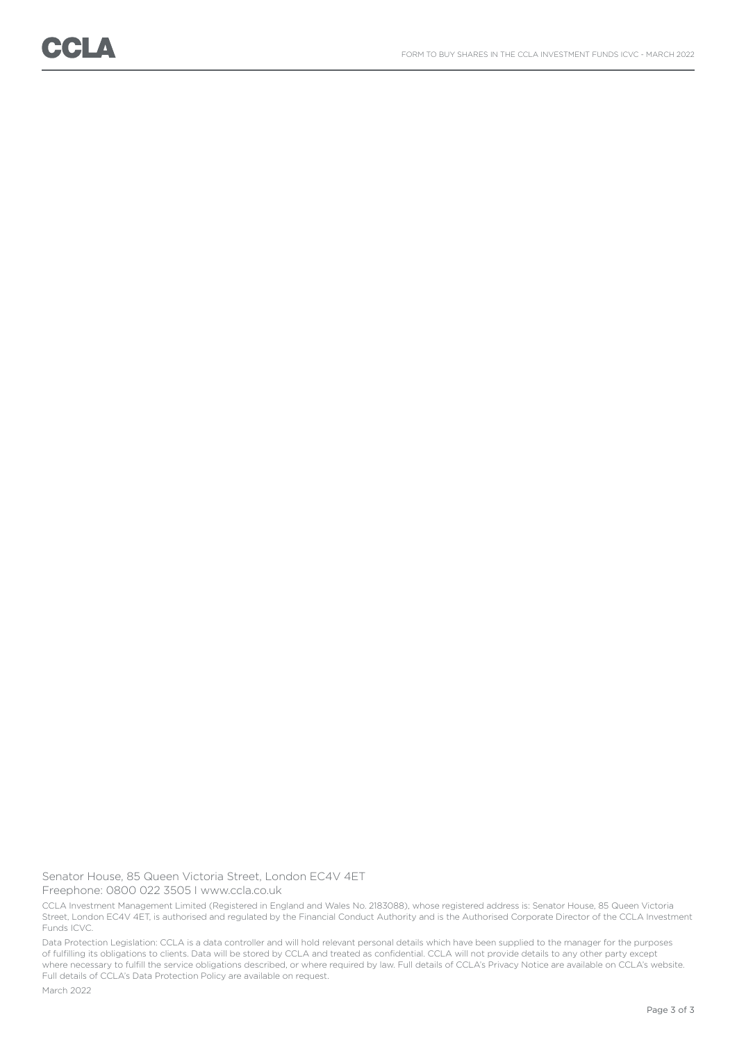Senator House, 85 Queen Victoria Street, London EC4V 4ET

Freephone: 0800 022 3505 I www.ccla.co.uk

CCLA Investment Management Limited (Registered in England and Wales No. 2183088), whose registered address is: Senator House, 85 Queen Victoria Street, London EC4V 4ET, is authorised and regulated by the Financial Conduct Authority and is the Authorised Corporate Director of the CCLA Investment Funds ICVC.

Data Protection Legislation: CCLA is a data controller and will hold relevant personal details which have been supplied to the manager for the purposes of fulfilling its obligations to clients. Data will be stored by CCLA and treated as confidential. CCLA will not provide details to any other party except where necessary to fulfill the service obligations described, or where required by law. Full details of CCLA's Privacy Notice are available on CCLA's website. Full details of CCLA's Data Protection Policy are available on request.

March 2022